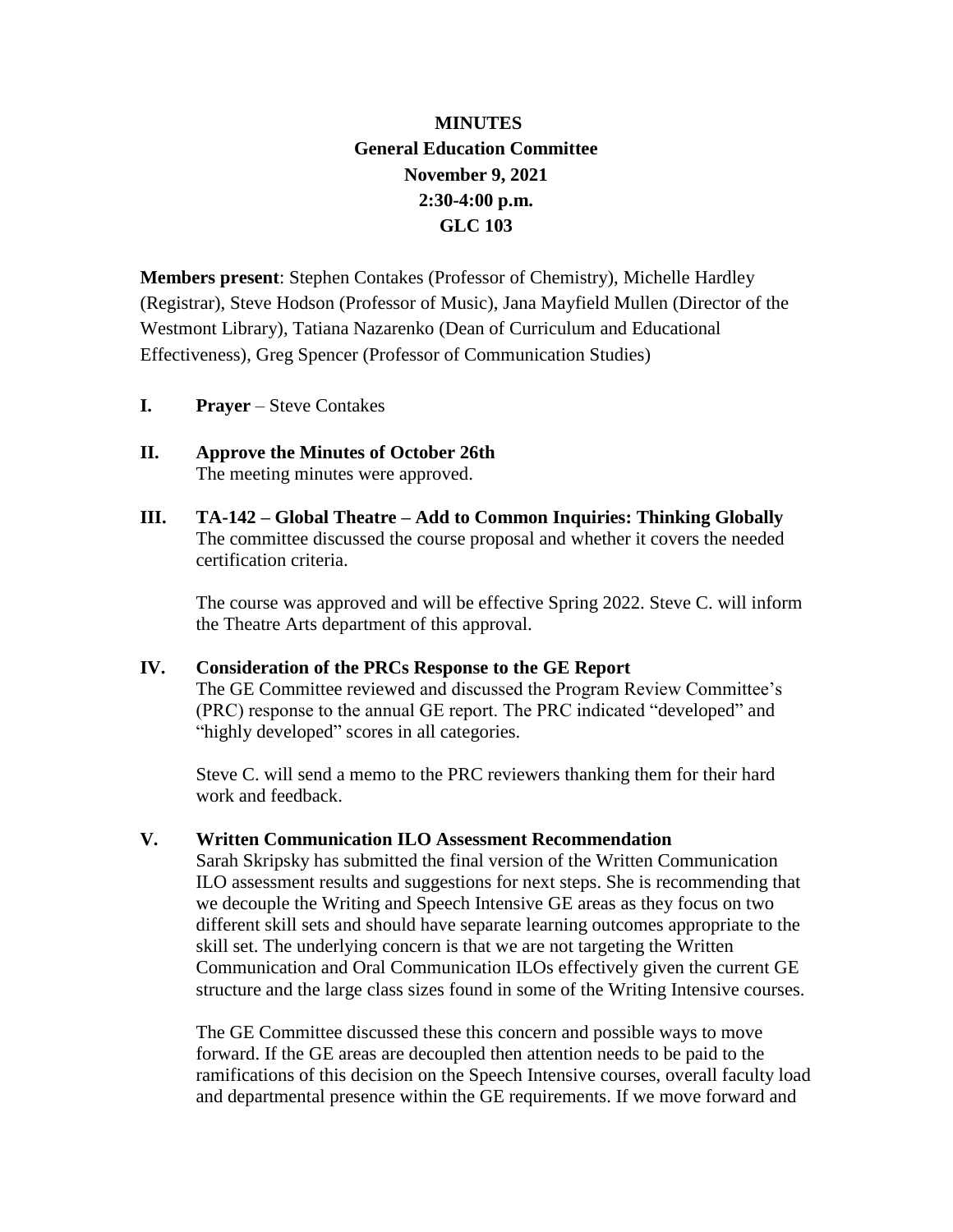**MINUTES**
**General Education Committee**
**November 9, 2021**
**2:30-4:00 p.m.**
**GLC 103**

**Members present**: Stephen Contakes (Professor of Chemistry), Michelle Hardley (Registrar), Steve Hodson (Professor of Music), Jana Mayfield Mullen (Director of the Westmont Library), Tatiana Nazarenko (Dean of Curriculum and Educational Effectiveness), Greg Spencer (Professor of Communication Studies)

**I. Prayer** – Steve Contakes

**II. Approve the Minutes of October 26th**
The meeting minutes were approved.

**III. TA-142 – Global Theatre – Add to Common Inquiries: Thinking Globally**
The committee discussed the course proposal and whether it covers the needed certification criteria.

The course was approved and will be effective Spring 2022. Steve C. will inform the Theatre Arts department of this approval.

**IV. Consideration of the PRCs Response to the GE Report**
The GE Committee reviewed and discussed the Program Review Committee's (PRC) response to the annual GE report. The PRC indicated "developed" and "highly developed" scores in all categories.

Steve C. will send a memo to the PRC reviewers thanking them for their hard work and feedback.

**V. Written Communication ILO Assessment Recommendation**
Sarah Skripsky has submitted the final version of the Written Communication ILO assessment results and suggestions for next steps. She is recommending that we decouple the Writing and Speech Intensive GE areas as they focus on two different skill sets and should have separate learning outcomes appropriate to the skill set. The underlying concern is that we are not targeting the Written Communication and Oral Communication ILOs effectively given the current GE structure and the large class sizes found in some of the Writing Intensive courses.

The GE Committee discussed these this concern and possible ways to move forward. If the GE areas are decoupled then attention needs to be paid to the ramifications of this decision on the Speech Intensive courses, overall faculty load and departmental presence within the GE requirements. If we move forward and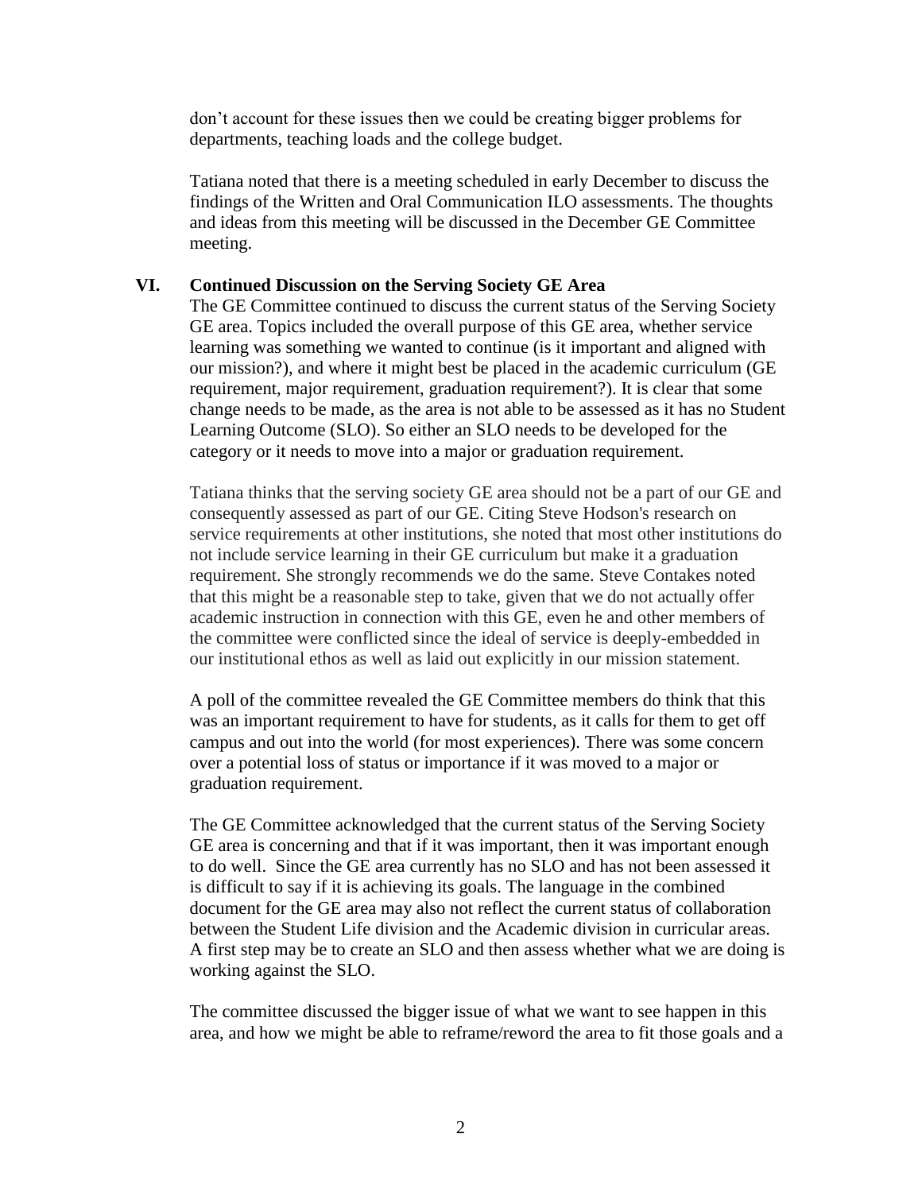don't account for these issues then we could be creating bigger problems for departments, teaching loads and the college budget.

Tatiana noted that there is a meeting scheduled in early December to discuss the findings of the Written and Oral Communication ILO assessments. The thoughts and ideas from this meeting will be discussed in the December GE Committee meeting.

## VI. Continued Discussion on the Serving Society GE Area

The GE Committee continued to discuss the current status of the Serving Society GE area. Topics included the overall purpose of this GE area, whether service learning was something we wanted to continue (is it important and aligned with our mission?), and where it might best be placed in the academic curriculum (GE requirement, major requirement, graduation requirement?). It is clear that some change needs to be made, as the area is not able to be assessed as it has no Student Learning Outcome (SLO). So either an SLO needs to be developed for the category or it needs to move into a major or graduation requirement.

Tatiana thinks that the serving society GE area should not be a part of our GE and consequently assessed as part of our GE. Citing Steve Hodson's research on service requirements at other institutions, she noted that most other institutions do not include service learning in their GE curriculum but make it a graduation requirement. She strongly recommends we do the same. Steve Contakes noted that this might be a reasonable step to take, given that we do not actually offer academic instruction in connection with this GE, even he and other members of the committee were conflicted since the ideal of service is deeply-embedded in our institutional ethos as well as laid out explicitly in our mission statement.

A poll of the committee revealed the GE Committee members do think that this was an important requirement to have for students, as it calls for them to get off campus and out into the world (for most experiences). There was some concern over a potential loss of status or importance if it was moved to a major or graduation requirement.

The GE Committee acknowledged that the current status of the Serving Society GE area is concerning and that if it was important, then it was important enough to do well. Since the GE area currently has no SLO and has not been assessed it is difficult to say if it is achieving its goals. The language in the combined document for the GE area may also not reflect the current status of collaboration between the Student Life division and the Academic division in curricular areas. A first step may be to create an SLO and then assess whether what we are doing is working against the SLO.

The committee discussed the bigger issue of what we want to see happen in this area, and how we might be able to reframe/reword the area to fit those goals and a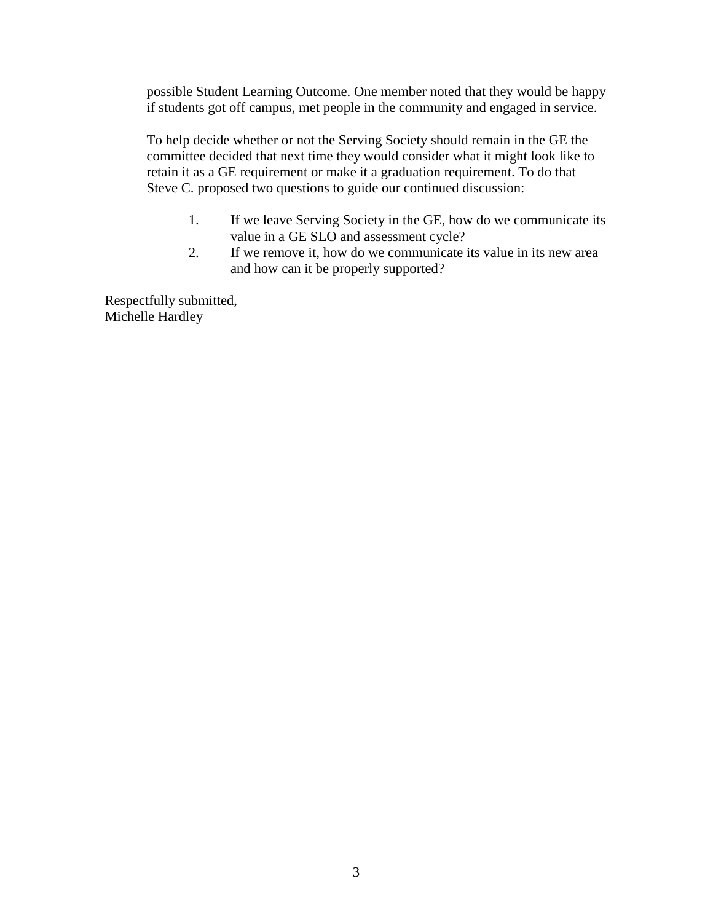possible Student Learning Outcome. One member noted that they would be happy if students got off campus, met people in the community and engaged in service.

To help decide whether or not the Serving Society should remain in the GE the committee decided that next time they would consider what it might look like to retain it as a GE requirement or make it a graduation requirement. To do that Steve C. proposed two questions to guide our continued discussion:

1. If we leave Serving Society in the GE, how do we communicate its value in a GE SLO and assessment cycle?
2. If we remove it, how do we communicate its value in its new area and how can it be properly supported?

Respectfully submitted,
Michelle Hardley